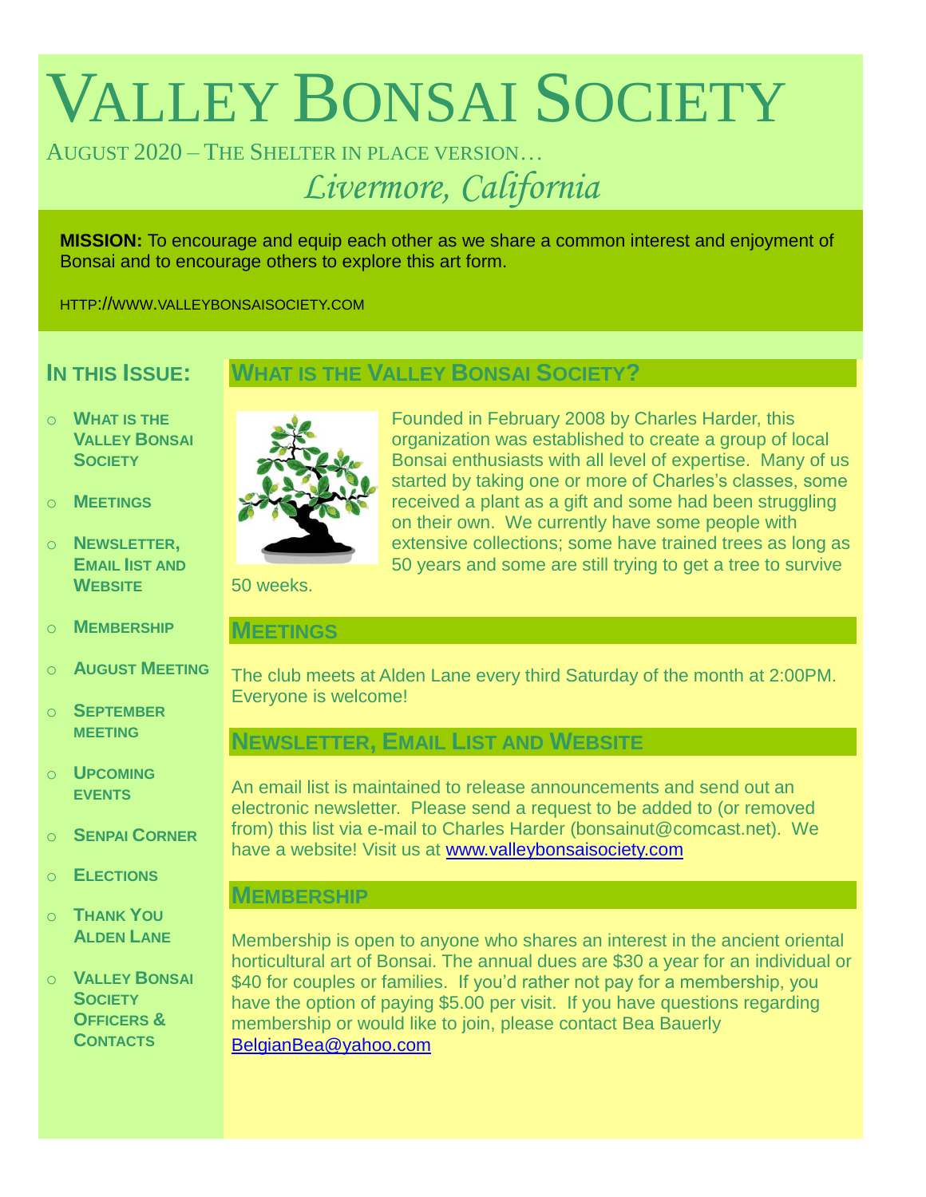# Valley Bonsai Society

August 2020 – The Shelter in place version…

*Livermore, California*

**MISSION:** To encourage and equip each other as we share a common interest and enjoyment of Bonsai and to encourage others to explore this art form.

HTTP://WWW.VALLEYBONSAISOCIETY.COM

## In this Issue:

- What is the Valley Bonsai Society
- Meetings
- Newsletter, Email list and Website
- Membership
- August Meeting
- September meeting
- Upcoming events
- Senpai Corner
- Elections
- Thank You Alden Lane
- Valley Bonsai Society Officers & Contacts

## What is the Valley Bonsai Society?

Founded in February 2008 by Charles Harder, this organization was established to create a group of local Bonsai enthusiasts with all level of expertise. Many of us started by taking one or more of Charles's classes, some received a plant as a gift and some had been struggling on their own. We currently have some people with extensive collections; some have trained trees as long as 50 years and some are still trying to get a tree to survive 50 weeks.

## Meetings

The club meets at Alden Lane every third Saturday of the month at 2:00PM. Everyone is welcome!

## Newsletter, Email List and Website

An email list is maintained to release announcements and send out an electronic newsletter. Please send a request to be added to (or removed from) this list via e-mail to Charles Harder (bonsainut@comcast.net). We have a website! Visit us at www.valleybonsaisociety.com

## Membership

Membership is open to anyone who shares an interest in the ancient oriental horticultural art of Bonsai. The annual dues are $30 a year for an individual or $40 for couples or families. If you'd rather not pay for a membership, you have the option of paying $5.00 per visit. If you have questions regarding membership or would like to join, please contact Bea Bauerly BelgianBea@yahoo.com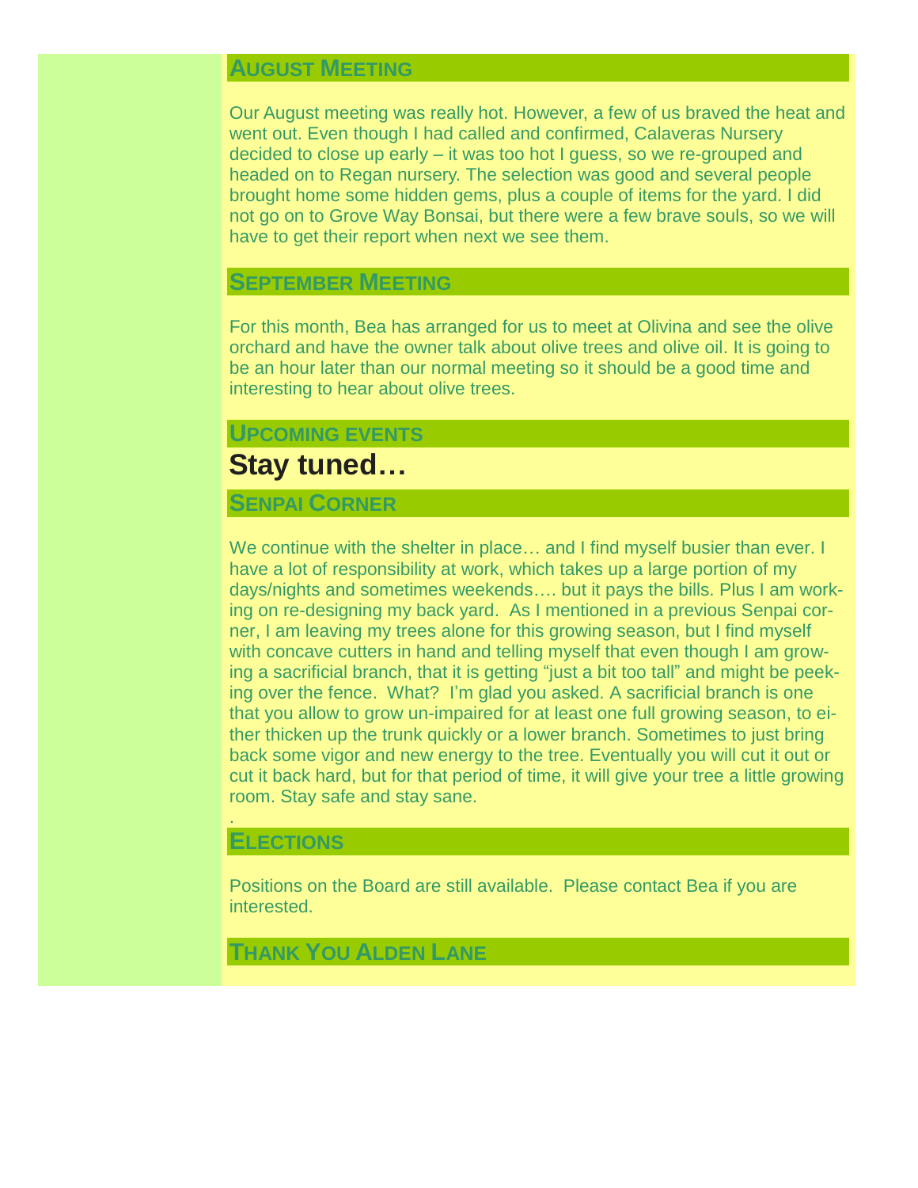## August Meeting

Our August meeting was really hot. However, a few of us braved the heat and went out. Even though I had called and confirmed, Calaveras Nursery decided to close up early – it was too hot I guess, so we re-grouped and headed on to Regan nursery. The selection was good and several people brought home some hidden gems, plus a couple of items for the yard. I did not go on to Grove Way Bonsai, but there were a few brave souls, so we will have to get their report when next we see them.

## September Meeting

For this month, Bea has arranged for us to meet at Olivina and see the olive orchard and have the owner talk about olive trees and olive oil. It is going to be an hour later than our normal meeting so it should be a good time and interesting to hear about olive trees.

## Upcoming events

**Stay tuned…**

## Senpai Corner

We continue with the shelter in place… and I find myself busier than ever. I have a lot of responsibility at work, which takes up a large portion of my days/nights and sometimes weekends…. but it pays the bills. Plus I am working on re-designing my back yard. As I mentioned in a previous Senpai corner, I am leaving my trees alone for this growing season, but I find myself with concave cutters in hand and telling myself that even though I am growing a sacrificial branch, that it is getting "just a bit too tall" and might be peeking over the fence. What? I'm glad you asked. A sacrificial branch is one that you allow to grow un-impaired for at least one full growing season, to either thicken up the trunk quickly or a lower branch. Sometimes to just bring back some vigor and new energy to the tree. Eventually you will cut it out or cut it back hard, but for that period of time, it will give your tree a little growing room. Stay safe and stay sane.

.

## Elections

Positions on the Board are still available. Please contact Bea if you are interested.

## Thank You Alden Lane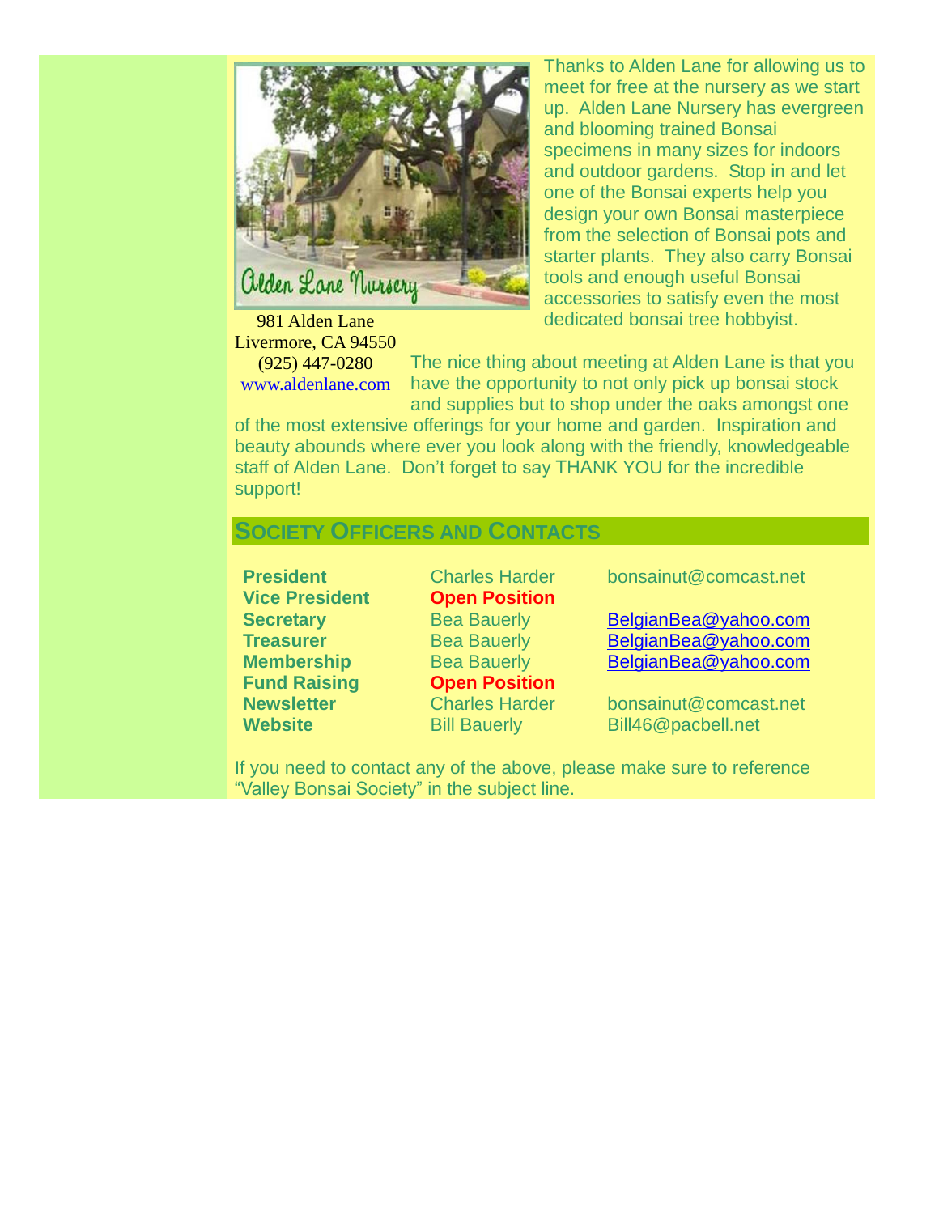981 Alden Lane
Livermore, CA 94550
(925) 447-0280
www.aldenlane.com

Thanks to Alden Lane for allowing us to meet for free at the nursery as we start up. Alden Lane Nursery has evergreen and blooming trained Bonsai specimens in many sizes for indoors and outdoor gardens. Stop in and let one of the Bonsai experts help you design your own Bonsai masterpiece from the selection of Bonsai pots and starter plants. They also carry Bonsai tools and enough useful Bonsai accessories to satisfy even the most dedicated bonsai tree hobbyist.

The nice thing about meeting at Alden Lane is that you have the opportunity to not only pick up bonsai stock and supplies but to shop under the oaks amongst one of the most extensive offerings for your home and garden. Inspiration and beauty abounds where ever you look along with the friendly, knowledgeable staff of Alden Lane. Don't forget to say THANK YOU for the incredible support!

## Society Officers and Contacts

| | | |
|---|---|---|
| **President** | Charles Harder | bonsainut@comcast.net |
| **Vice President** | **Open Position** | |
| **Secretary** | Bea Bauerly | BelgianBea@yahoo.com |
| **Treasurer** | Bea Bauerly | BelgianBea@yahoo.com |
| **Membership** | Bea Bauerly | BelgianBea@yahoo.com |
| **Fund Raising** | **Open Position** | |
| **Newsletter** | Charles Harder | bonsainut@comcast.net |
| **Website** | Bill Bauerly | Bill46@pacbell.net |

If you need to contact any of the above, please make sure to reference "Valley Bonsai Society" in the subject line.